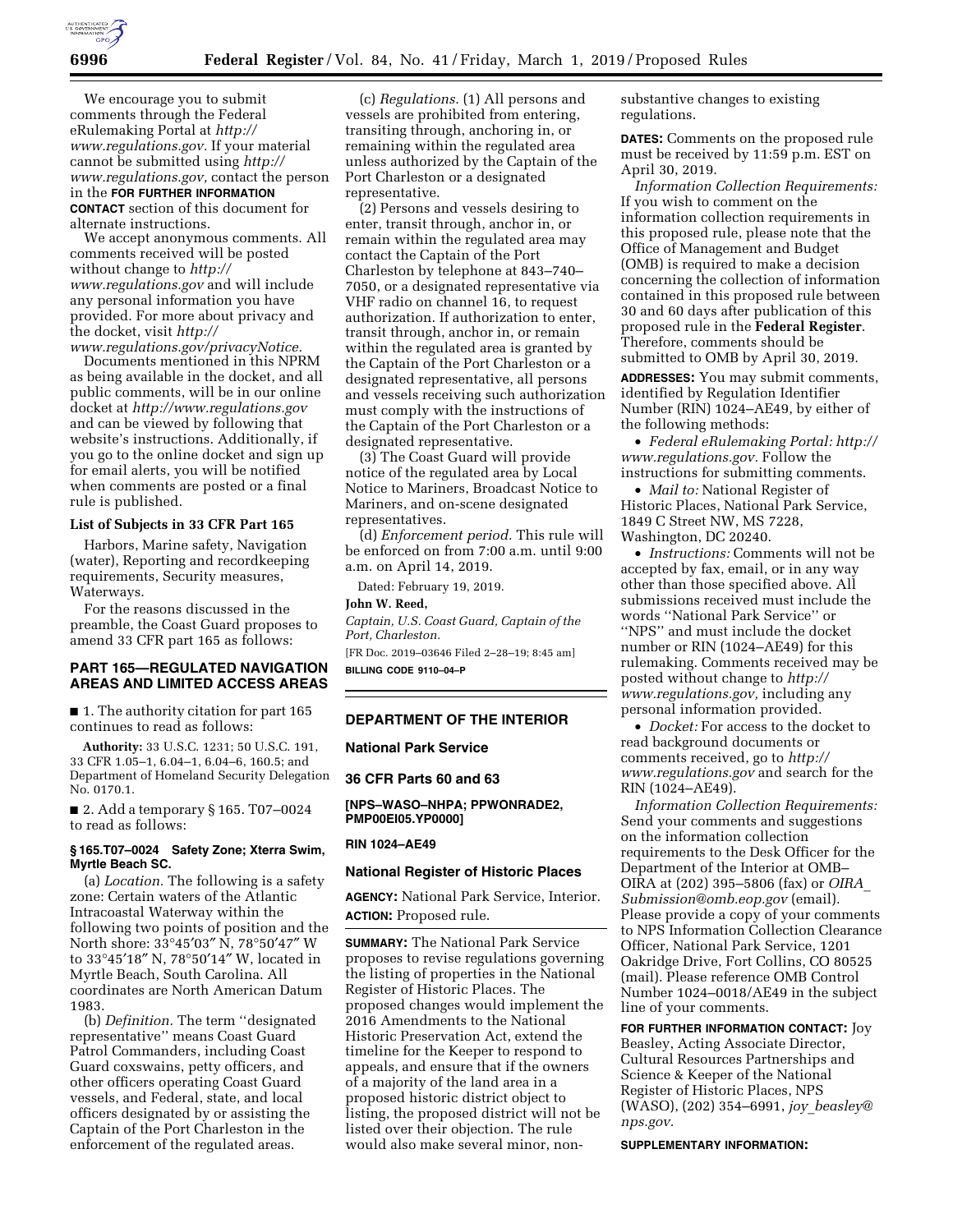We encourage you to submit comments through the Federal eRulemaking Portal at *http://www.regulations.gov.* If your material cannot be submitted using *http://www.regulations.gov,* contact the person in the **FOR FURTHER INFORMATION CONTACT** section of this document for alternate instructions.

We accept anonymous comments. All comments received will be posted without change to *http://www.regulations.gov* and will include any personal information you have provided. For more about privacy and the docket, visit *http://www.regulations.gov/privacyNotice.*

Documents mentioned in this NPRM as being available in the docket, and all public comments, will be in our online docket at *http://www.regulations.gov* and can be viewed by following that website's instructions. Additionally, if you go to the online docket and sign up for email alerts, you will be notified when comments are posted or a final rule is published.

### List of Subjects in 33 CFR Part 165

Harbors, Marine safety, Navigation (water), Reporting and recordkeeping requirements, Security measures, Waterways.

For the reasons discussed in the preamble, the Coast Guard proposes to amend 33 CFR part 165 as follows:

## PART 165—REGULATED NAVIGATION AREAS AND LIMITED ACCESS AREAS

■ 1. The authority citation for part 165 continues to read as follows:

**Authority:** 33 U.S.C. 1231; 50 U.S.C. 191, 33 CFR 1.05–1, 6.04–1, 6.04–6, 160.5; and Department of Homeland Security Delegation No. 0170.1.

■ 2. Add a temporary § 165. T07–0024 to read as follows:

### § 165.T07–0024 Safety Zone; Xterra Swim, Myrtle Beach SC.

(a) *Location.* The following is a safety zone: Certain waters of the Atlantic Intracoastal Waterway within the following two points of position and the North shore: 33°45′03″ N, 78°50′47″ W to 33°45′18″ N, 78°50′14″ W, located in Myrtle Beach, South Carolina. All coordinates are North American Datum 1983.

(b) *Definition.* The term ''designated representative'' means Coast Guard Patrol Commanders, including Coast Guard coxswains, petty officers, and other officers operating Coast Guard vessels, and Federal, state, and local officers designated by or assisting the Captain of the Port Charleston in the enforcement of the regulated areas.

(c) *Regulations.* (1) All persons and vessels are prohibited from entering, transiting through, anchoring in, or remaining within the regulated area unless authorized by the Captain of the Port Charleston or a designated representative.

(2) Persons and vessels desiring to enter, transit through, anchor in, or remain within the regulated area may contact the Captain of the Port Charleston by telephone at 843–740–7050, or a designated representative via VHF radio on channel 16, to request authorization. If authorization to enter, transit through, anchor in, or remain within the regulated area is granted by the Captain of the Port Charleston or a designated representative, all persons and vessels receiving such authorization must comply with the instructions of the Captain of the Port Charleston or a designated representative.

(3) The Coast Guard will provide notice of the regulated area by Local Notice to Mariners, Broadcast Notice to Mariners, and on-scene designated representatives.

(d) *Enforcement period.* This rule will be enforced on from 7:00 a.m. until 9:00 a.m. on April 14, 2019.

Dated: February 19, 2019.

**John W. Reed,**

*Captain, U.S. Coast Guard, Captain of the Port, Charleston.*

[FR Doc. 2019–03646 Filed 2–28–19; 8:45 am]

**BILLING CODE 9110–04–P**

## DEPARTMENT OF THE INTERIOR

### National Park Service

### 36 CFR Parts 60 and 63

**[NPS–WASO–NHPA; PPWONRADE2, PMP00EI05.YP0000]**

**RIN 1024–AE49**

### National Register of Historic Places

**AGENCY:** National Park Service, Interior.

**ACTION:** Proposed rule.

**SUMMARY:** The National Park Service proposes to revise regulations governing the listing of properties in the National Register of Historic Places. The proposed changes would implement the 2016 Amendments to the National Historic Preservation Act, extend the timeline for the Keeper to respond to appeals, and ensure that if the owners of a majority of the land area in a proposed historic district object to listing, the proposed district will not be listed over their objection. The rule would also make several minor, non-substantive changes to existing regulations.

**DATES:** Comments on the proposed rule must be received by 11:59 p.m. EST on April 30, 2019.

*Information Collection Requirements:* If you wish to comment on the information collection requirements in this proposed rule, please note that the Office of Management and Budget (OMB) is required to make a decision concerning the collection of information contained in this proposed rule between 30 and 60 days after publication of this proposed rule in the **Federal Register**. Therefore, comments should be submitted to OMB by April 30, 2019.

**ADDRESSES:** You may submit comments, identified by Regulation Identifier Number (RIN) 1024–AE49, by either of the following methods:

- *Federal eRulemaking Portal: http://www.regulations.gov.* Follow the instructions for submitting comments.
- *Mail to:* National Register of Historic Places, National Park Service, 1849 C Street NW, MS 7228, Washington, DC 20240.
- *Instructions:* Comments will not be accepted by fax, email, or in any way other than those specified above. All submissions received must include the words ''National Park Service'' or ''NPS'' and must include the docket number or RIN (1024–AE49) for this rulemaking. Comments received may be posted without change to *http://www.regulations.gov,* including any personal information provided.
- *Docket:* For access to the docket to read background documents or comments received, go to *http://www.regulations.gov* and search for the RIN (1024–AE49).

*Information Collection Requirements:* Send your comments and suggestions on the information collection requirements to the Desk Officer for the Department of the Interior at OMB–OIRA at (202) 395–5806 (fax) or *OIRA_Submission@omb.eop.gov* (email). Please provide a copy of your comments to NPS Information Collection Clearance Officer, National Park Service, 1201 Oakridge Drive, Fort Collins, CO 80525 (mail). Please reference OMB Control Number 1024–0018/AE49 in the subject line of your comments.

**FOR FURTHER INFORMATION CONTACT:** Joy Beasley, Acting Associate Director, Cultural Resources Partnerships and Science & Keeper of the National Register of Historic Places, NPS (WASO), (202) 354–6991, *joy_beasley@nps.gov.*

**SUPPLEMENTARY INFORMATION:**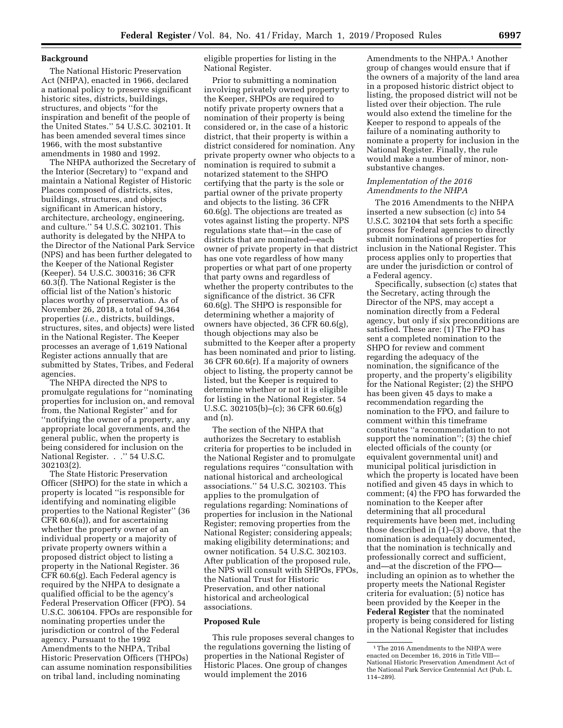## Background

The National Historic Preservation Act (NHPA), enacted in 1966, declared a national policy to preserve significant historic sites, districts, buildings, structures, and objects ''for the inspiration and benefit of the people of the United States.'' 54 U.S.C. 302101. It has been amended several times since 1966, with the most substantive amendments in 1980 and 1992.

The NHPA authorized the Secretary of the Interior (Secretary) to ''expand and maintain a National Register of Historic Places composed of districts, sites, buildings, structures, and objects significant in American history, architecture, archeology, engineering, and culture.'' 54 U.S.C. 302101. This authority is delegated by the NHPA to the Director of the National Park Service (NPS) and has been further delegated to the Keeper of the National Register (Keeper). 54 U.S.C. 300316; 36 CFR 60.3(f). The National Register is the official list of the Nation's historic places worthy of preservation. As of November 26, 2018, a total of 94,364 properties (*i.e.,* districts, buildings, structures, sites, and objects) were listed in the National Register. The Keeper processes an average of 1,619 National Register actions annually that are submitted by States, Tribes, and Federal agencies.

The NHPA directed the NPS to promulgate regulations for ''nominating properties for inclusion on, and removal from, the National Register'' and for ''notifying the owner of a property, any appropriate local governments, and the general public, when the property is being considered for inclusion on the National Register. . .'' 54 U.S.C. 302103(2).

The State Historic Preservation Officer (SHPO) for the state in which a property is located ''is responsible for identifying and nominating eligible properties to the National Register'' (36 CFR 60.6(a)), and for ascertaining whether the property owner of an individual property or a majority of private property owners within a proposed district object to listing a property in the National Register. 36 CFR 60.6(g). Each Federal agency is required by the NHPA to designate a qualified official to be the agency's Federal Preservation Officer (FPO). 54 U.S.C. 306104. FPOs are responsible for nominating properties under the jurisdiction or control of the Federal agency. Pursuant to the 1992 Amendments to the NHPA, Tribal Historic Preservation Officers (THPOs) can assume nomination responsibilities on tribal land, including nominating eligible properties for listing in the National Register.

Prior to submitting a nomination involving privately owned property to the Keeper, SHPOs are required to notify private property owners that a nomination of their property is being considered or, in the case of a historic district, that their property is within a district considered for nomination. Any private property owner who objects to a nomination is required to submit a notarized statement to the SHPO certifying that the party is the sole or partial owner of the private property and objects to the listing. 36 CFR 60.6(g). The objections are treated as votes against listing the property. NPS regulations state that—in the case of districts that are nominated—each owner of private property in that district has one vote regardless of how many properties or what part of one property that party owns and regardless of whether the property contributes to the significance of the district. 36 CFR 60.6(g). The SHPO is responsible for determining whether a majority of owners have objected, 36 CFR 60.6(g), though objections may also be submitted to the Keeper after a property has been nominated and prior to listing. 36 CFR 60.6(r). If a majority of owners object to listing, the property cannot be listed, but the Keeper is required to determine whether or not it is eligible for listing in the National Register. 54 U.S.C. 302105(b)–(c); 36 CFR 60.6(g) and (n).

The section of the NHPA that authorizes the Secretary to establish criteria for properties to be included in the National Register and to promulgate regulations requires ''consultation with national historical and archeological associations.'' 54 U.S.C. 302103. This applies to the promulgation of regulations regarding: Nominations of properties for inclusion in the National Register; removing properties from the National Register; considering appeals; making eligibility determinations; and owner notification. 54 U.S.C. 302103. After publication of the proposed rule, the NPS will consult with SHPOs, FPOs, the National Trust for Historic Preservation, and other national historical and archeological associations.

## Proposed Rule

This rule proposes several changes to the regulations governing the listing of properties in the National Register of Historic Places. One group of changes would implement the 2016 Amendments to the NHPA.[1] Another group of changes would ensure that if the owners of a majority of the land area in a proposed historic district object to listing, the proposed district will not be listed over their objection. The rule would also extend the timeline for the Keeper to respond to appeals of the failure of a nominating authority to nominate a property for inclusion in the National Register. Finally, the rule would make a number of minor, non-substantive changes.

### *Implementation of the 2016 Amendments to the NHPA*

The 2016 Amendments to the NHPA inserted a new subsection (c) into 54 U.S.C. 302104 that sets forth a specific process for Federal agencies to directly submit nominations of properties for inclusion in the National Register. This process applies only to properties that are under the jurisdiction or control of a Federal agency.

Specifically, subsection (c) states that the Secretary, acting through the Director of the NPS, may accept a nomination directly from a Federal agency, but only if six preconditions are satisfied. These are: (1) The FPO has sent a completed nomination to the SHPO for review and comment regarding the adequacy of the nomination, the significance of the property, and the property's eligibility for the National Register; (2) the SHPO has been given 45 days to make a recommendation regarding the nomination to the FPO, and failure to comment within this timeframe constitutes ''a recommendation to not support the nomination''; (3) the chief elected officials of the county (or equivalent governmental unit) and municipal political jurisdiction in which the property is located have been notified and given 45 days in which to comment; (4) the FPO has forwarded the nomination to the Keeper after determining that all procedural requirements have been met, including those described in (1)–(3) above, that the nomination is adequately documented, that the nomination is technically and professionally correct and sufficient, and—at the discretion of the FPO—including an opinion as to whether the property meets the National Register criteria for evaluation; (5) notice has been provided by the Keeper in the **Federal Register** that the nominated property is being considered for listing in the National Register that includes

[1] The 2016 Amendments to the NHPA were enacted on December 16, 2016 in Title VIII—National Historic Preservation Amendment Act of the National Park Service Centennial Act (Pub. L. 114–289).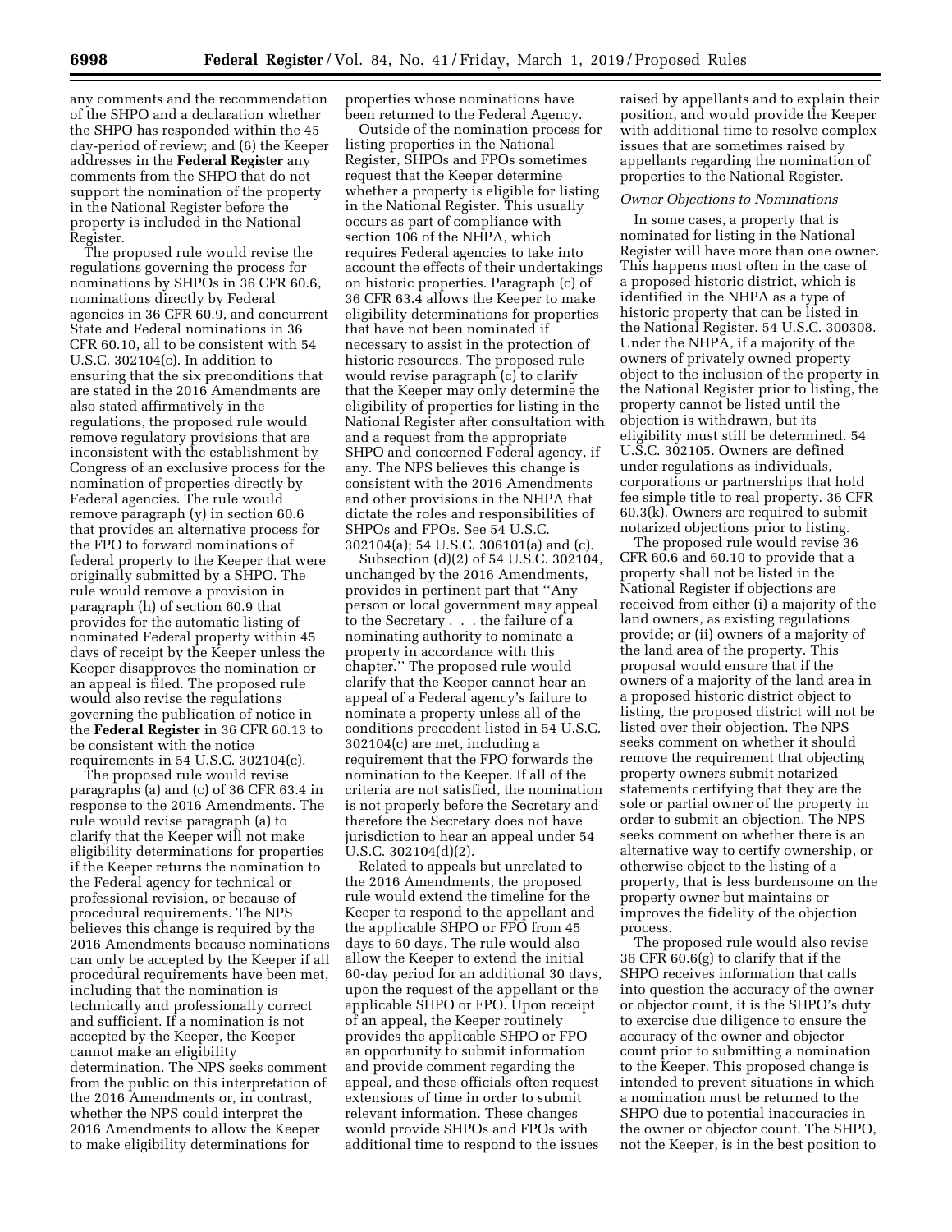any comments and the recommendation of the SHPO and a declaration whether the SHPO has responded within the 45 day-period of review; and (6) the Keeper addresses in the **Federal Register** any comments from the SHPO that do not support the nomination of the property in the National Register before the property is included in the National Register.

The proposed rule would revise the regulations governing the process for nominations by SHPOs in 36 CFR 60.6, nominations directly by Federal agencies in 36 CFR 60.9, and concurrent State and Federal nominations in 36 CFR 60.10, all to be consistent with 54 U.S.C. 302104(c). In addition to ensuring that the six preconditions that are stated in the 2016 Amendments are also stated affirmatively in the regulations, the proposed rule would remove regulatory provisions that are inconsistent with the establishment by Congress of an exclusive process for the nomination of properties directly by Federal agencies. The rule would remove paragraph (y) in section 60.6 that provides an alternative process for the FPO to forward nominations of federal property to the Keeper that were originally submitted by a SHPO. The rule would remove a provision in paragraph (h) of section 60.9 that provides for the automatic listing of nominated Federal property within 45 days of receipt by the Keeper unless the Keeper disapproves the nomination or an appeal is filed. The proposed rule would also revise the regulations governing the publication of notice in the **Federal Register** in 36 CFR 60.13 to be consistent with the notice requirements in 54 U.S.C. 302104(c).

The proposed rule would revise paragraphs (a) and (c) of 36 CFR 63.4 in response to the 2016 Amendments. The rule would revise paragraph (a) to clarify that the Keeper will not make eligibility determinations for properties if the Keeper returns the nomination to the Federal agency for technical or professional revision, or because of procedural requirements. The NPS believes this change is required by the 2016 Amendments because nominations can only be accepted by the Keeper if all procedural requirements have been met, including that the nomination is technically and professionally correct and sufficient. If a nomination is not accepted by the Keeper, the Keeper cannot make an eligibility determination. The NPS seeks comment from the public on this interpretation of the 2016 Amendments or, in contrast, whether the NPS could interpret the 2016 Amendments to allow the Keeper to make eligibility determinations for properties whose nominations have been returned to the Federal Agency.

Outside of the nomination process for listing properties in the National Register, SHPOs and FPOs sometimes request that the Keeper determine whether a property is eligible for listing in the National Register. This usually occurs as part of compliance with section 106 of the NHPA, which requires Federal agencies to take into account the effects of their undertakings on historic properties. Paragraph (c) of 36 CFR 63.4 allows the Keeper to make eligibility determinations for properties that have not been nominated if necessary to assist in the protection of historic resources. The proposed rule would revise paragraph (c) to clarify that the Keeper may only determine the eligibility of properties for listing in the National Register after consultation with and a request from the appropriate SHPO and concerned Federal agency, if any. The NPS believes this change is consistent with the 2016 Amendments and other provisions in the NHPA that dictate the roles and responsibilities of SHPOs and FPOs. See 54 U.S.C. 302104(a); 54 U.S.C. 306101(a) and (c).

Subsection (d)(2) of 54 U.S.C. 302104, unchanged by the 2016 Amendments, provides in pertinent part that ''Any person or local government may appeal to the Secretary . . . the failure of a nominating authority to nominate a property in accordance with this chapter.'' The proposed rule would clarify that the Keeper cannot hear an appeal of a Federal agency's failure to nominate a property unless all of the conditions precedent listed in 54 U.S.C. 302104(c) are met, including a requirement that the FPO forwards the nomination to the Keeper. If all of the criteria are not satisfied, the nomination is not properly before the Secretary and therefore the Secretary does not have jurisdiction to hear an appeal under 54 U.S.C. 302104(d)(2).

Related to appeals but unrelated to the 2016 Amendments, the proposed rule would extend the timeline for the Keeper to respond to the appellant and the applicable SHPO or FPO from 45 days to 60 days. The rule would also allow the Keeper to extend the initial 60-day period for an additional 30 days, upon the request of the appellant or the applicable SHPO or FPO. Upon receipt of an appeal, the Keeper routinely provides the applicable SHPO or FPO an opportunity to submit information and provide comment regarding the appeal, and these officials often request extensions of time in order to submit relevant information. These changes would provide SHPOs and FPOs with additional time to respond to the issues raised by appellants and to explain their position, and would provide the Keeper with additional time to resolve complex issues that are sometimes raised by appellants regarding the nomination of properties to the National Register.

*Owner Objections to Nominations*

In some cases, a property that is nominated for listing in the National Register will have more than one owner. This happens most often in the case of a proposed historic district, which is identified in the NHPA as a type of historic property that can be listed in the National Register. 54 U.S.C. 300308. Under the NHPA, if a majority of the owners of privately owned property object to the inclusion of the property in the National Register prior to listing, the property cannot be listed until the objection is withdrawn, but its eligibility must still be determined. 54 U.S.C. 302105. Owners are defined under regulations as individuals, corporations or partnerships that hold fee simple title to real property. 36 CFR 60.3(k). Owners are required to submit notarized objections prior to listing.

The proposed rule would revise 36 CFR 60.6 and 60.10 to provide that a property shall not be listed in the National Register if objections are received from either (i) a majority of the land owners, as existing regulations provide; or (ii) owners of a majority of the land area of the property. This proposal would ensure that if the owners of a majority of the land area in a proposed historic district object to listing, the proposed district will not be listed over their objection. The NPS seeks comment on whether it should remove the requirement that objecting property owners submit notarized statements certifying that they are the sole or partial owner of the property in order to submit an objection. The NPS seeks comment on whether there is an alternative way to certify ownership, or otherwise object to the listing of a property, that is less burdensome on the property owner but maintains or improves the fidelity of the objection process.

The proposed rule would also revise 36 CFR 60.6(g) to clarify that if the SHPO receives information that calls into question the accuracy of the owner or objector count, it is the SHPO's duty to exercise due diligence to ensure the accuracy of the owner and objector count prior to submitting a nomination to the Keeper. This proposed change is intended to prevent situations in which a nomination must be returned to the SHPO due to potential inaccuracies in the owner or objector count. The SHPO, not the Keeper, is in the best position to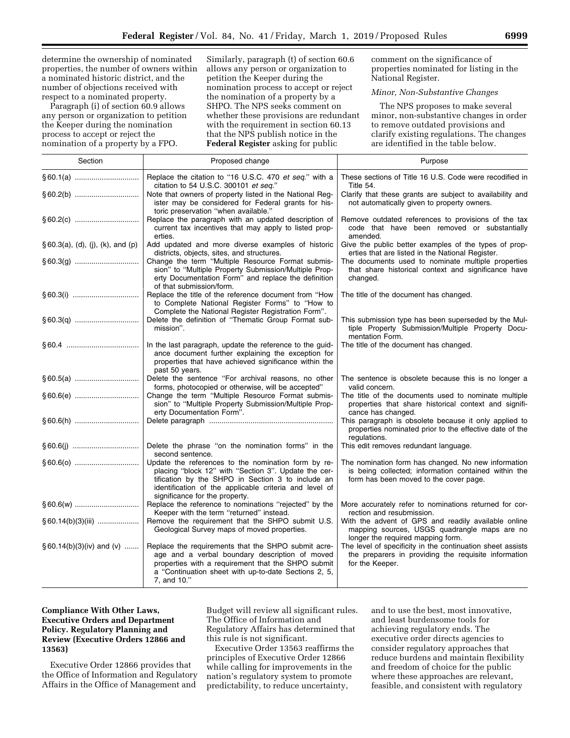determine the ownership of nominated properties, the number of owners within a nominated historic district, and the number of objections received with respect to a nominated property.

Paragraph (i) of section 60.9 allows any person or organization to petition the Keeper during the nomination process to accept or reject the nomination of a property by a FPO. Similarly, paragraph (t) of section 60.6 allows any person or organization to petition the Keeper during the nomination process to accept or reject the nomination of a property by a SHPO. The NPS seeks comment on whether these provisions are redundant with the requirement in section 60.13 that the NPS publish notice in the **Federal Register** asking for public comment on the significance of properties nominated for listing in the National Register.

*Minor, Non-Substantive Changes*

The NPS proposes to make several minor, non-substantive changes in order to remove outdated provisions and clarify existing regulations. The changes are identified in the table below.

| Section | Proposed change | Purpose |
| --- | --- | --- |
| § 60.1(a) | Replace the citation to "16 U.S.C. 470 *et seq.*" with a citation to 54 U.S.C. 300101 *et seq.*" | These sections of Title 16 U.S. Code were recodified in Title 54. |
| § 60.2(b) | Note that owners of property listed in the National Register may be considered for Federal grants for historic preservation "when available." | Clarify that these grants are subject to availability and not automatically given to property owners. |
| § 60.2(c) | Replace the paragraph with an updated description of current tax incentives that may apply to listed properties. | Remove outdated references to provisions of the tax code that have been removed or substantially amended. |
| § 60.3(a), (d), (j), (k), and (p) | Add updated and more diverse examples of historic districts, objects, sites, and structures. | Give the public better examples of the types of properties that are listed in the National Register. |
| § 60.3(g) | Change the term "Multiple Resource Format submission" to "Multiple Property Submission/Multiple Property Documentation Form" and replace the definition of that submission/form. | The documents used to nominate multiple properties that share historical context and significance have changed. |
| § 60.3(i) | Replace the title of the reference document from "How to Complete National Register Forms" to "How to Complete the National Register Registration Form". | The title of the document has changed. |
| § 60.3(q) | Delete the definition of "Thematic Group Format submission". | This submission type has been superseded by the Multiple Property Submission/Multiple Property Documentation Form. |
| § 60.4 | In the last paragraph, update the reference to the guidance document further explaining the exception for properties that have achieved significance within the past 50 years. | The title of the document has changed. |
| § 60.5(a) | Delete the sentence "For archival reasons, no other forms, photocopied or otherwise, will be accepted" | The sentence is obsolete because this is no longer a valid concern. |
| § 60.6(e) | Change the term "Multiple Resource Format submission" to "Multiple Property Submission/Multiple Property Documentation Form". | The title of the documents used to nominate multiple properties that share historical context and significance has changed. |
| § 60.6(h) | Delete paragraph | This paragraph is obsolete because it only applied to properties nominated prior to the effective date of the regulations. |
| § 60.6(j) | Delete the phrase "on the nomination forms" in the second sentence. | This edit removes redundant language. |
| § 60.6(o) | Update the references to the nomination form by replacing "block 12" with "Section 3". Update the certification by the SHPO in Section 3 to include an identification of the applicable criteria and level of significance for the property. | The nomination form has changed. No new information is being collected; information contained within the form has been moved to the cover page. |
| § 60.6(w) | Replace the reference to nominations "rejected" by the Keeper with the term "returned" instead. | More accurately refer to nominations returned for correction and resubmission. |
| § 60.14(b)(3)(iii) | Remove the requirement that the SHPO submit U.S. Geological Survey maps of moved properties. | With the advent of GPS and readily available online mapping sources, USGS quadrangle maps are no longer the required mapping form. |
| § 60.14(b)(3)(iv) and (v) | Replace the requirements that the SHPO submit acreage and a verbal boundary description of moved properties with a requirement that the SHPO submit a "Continuation sheet with up-to-date Sections 2, 5, 7, and 10." | The level of specificity in the continuation sheet assists the preparers in providing the requisite information for the Keeper. |

## Compliance With Other Laws, Executive Orders and Department Policy. Regulatory Planning and Review (Executive Orders 12866 and 13563)

Executive Order 12866 provides that the Office of Information and Regulatory Affairs in the Office of Management and Budget will review all significant rules. The Office of Information and Regulatory Affairs has determined that this rule is not significant.

Executive Order 13563 reaffirms the principles of Executive Order 12866 while calling for improvements in the nation's regulatory system to promote predictability, to reduce uncertainty, and to use the best, most innovative, and least burdensome tools for achieving regulatory ends. The executive order directs agencies to consider regulatory approaches that reduce burdens and maintain flexibility and freedom of choice for the public where these approaches are relevant, feasible, and consistent with regulatory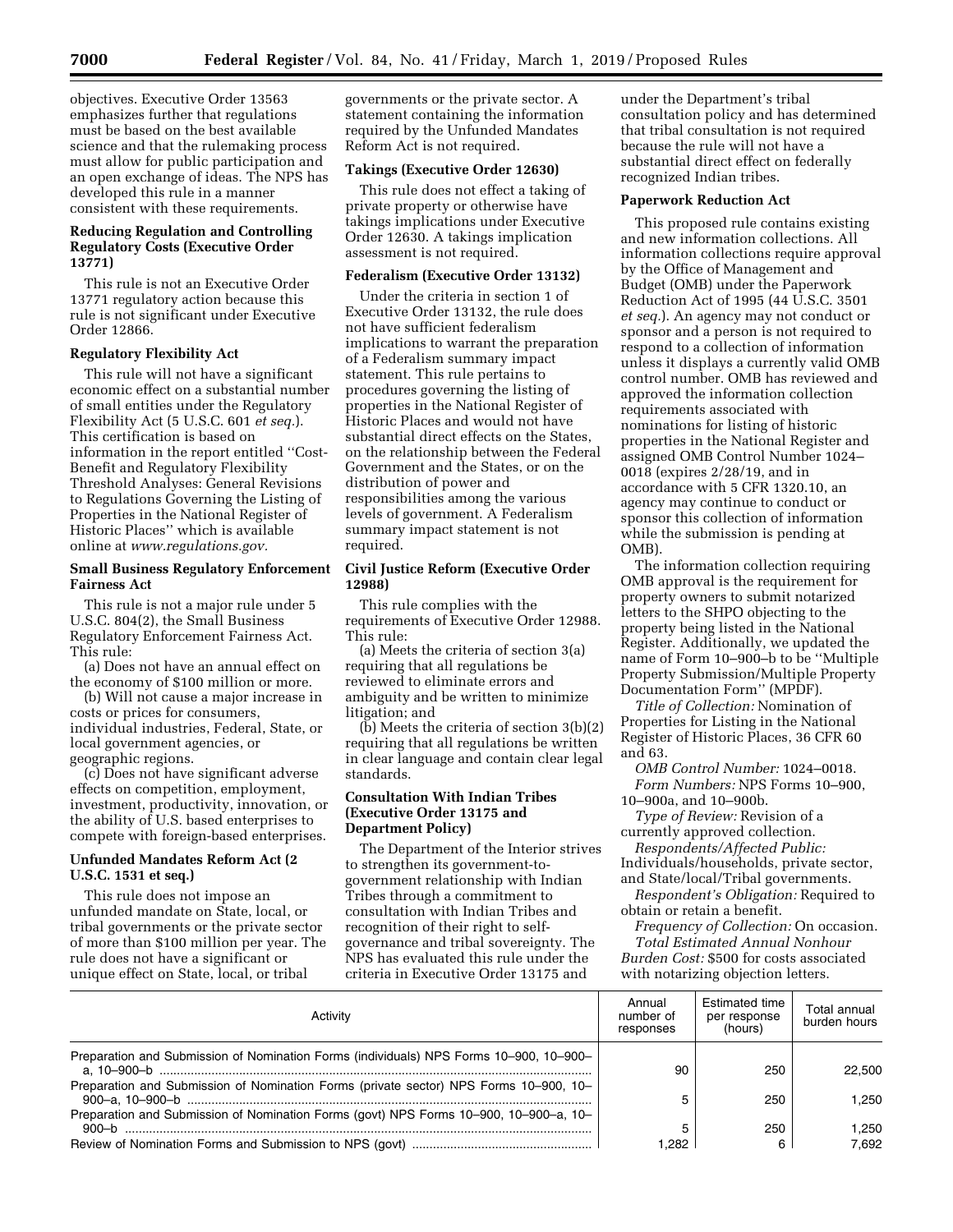objectives. Executive Order 13563 emphasizes further that regulations must be based on the best available science and that the rulemaking process must allow for public participation and an open exchange of ideas. The NPS has developed this rule in a manner consistent with these requirements.

**Reducing Regulation and Controlling Regulatory Costs (Executive Order 13771)**

This rule is not an Executive Order 13771 regulatory action because this rule is not significant under Executive Order 12866.

**Regulatory Flexibility Act**

This rule will not have a significant economic effect on a substantial number of small entities under the Regulatory Flexibility Act (5 U.S.C. 601 *et seq.*). This certification is based on information in the report entitled ''Cost-Benefit and Regulatory Flexibility Threshold Analyses: General Revisions to Regulations Governing the Listing of Properties in the National Register of Historic Places'' which is available online at *www.regulations.gov.*

**Small Business Regulatory Enforcement Fairness Act**

This rule is not a major rule under 5 U.S.C. 804(2), the Small Business Regulatory Enforcement Fairness Act. This rule:

(a) Does not have an annual effect on the economy of $100 million or more.

(b) Will not cause a major increase in costs or prices for consumers, individual industries, Federal, State, or local government agencies, or geographic regions.

(c) Does not have significant adverse effects on competition, employment, investment, productivity, innovation, or the ability of U.S. based enterprises to compete with foreign-based enterprises.

**Unfunded Mandates Reform Act (2 U.S.C. 1531 et seq.)**

This rule does not impose an unfunded mandate on State, local, or tribal governments or the private sector of more than $100 million per year. The rule does not have a significant or unique effect on State, local, or tribal governments or the private sector. A statement containing the information required by the Unfunded Mandates Reform Act is not required.

**Takings (Executive Order 12630)**

This rule does not effect a taking of private property or otherwise have takings implications under Executive Order 12630. A takings implication assessment is not required.

**Federalism (Executive Order 13132)**

Under the criteria in section 1 of Executive Order 13132, the rule does not have sufficient federalism implications to warrant the preparation of a Federalism summary impact statement. This rule pertains to procedures governing the listing of properties in the National Register of Historic Places and would not have substantial direct effects on the States, on the relationship between the Federal Government and the States, or on the distribution of power and responsibilities among the various levels of government. A Federalism summary impact statement is not required.

**Civil Justice Reform (Executive Order 12988)**

This rule complies with the requirements of Executive Order 12988. This rule:

(a) Meets the criteria of section 3(a) requiring that all regulations be reviewed to eliminate errors and ambiguity and be written to minimize litigation; and

(b) Meets the criteria of section 3(b)(2) requiring that all regulations be written in clear language and contain clear legal standards.

**Consultation With Indian Tribes (Executive Order 13175 and Department Policy)**

The Department of the Interior strives to strengthen its government-to-government relationship with Indian Tribes through a commitment to consultation with Indian Tribes and recognition of their right to self-governance and tribal sovereignty. The NPS has evaluated this rule under the criteria in Executive Order 13175 and under the Department's tribal consultation policy and has determined that tribal consultation is not required because the rule will not have a substantial direct effect on federally recognized Indian tribes.

**Paperwork Reduction Act**

This proposed rule contains existing and new information collections. All information collections require approval by the Office of Management and Budget (OMB) under the Paperwork Reduction Act of 1995 (44 U.S.C. 3501 *et seq.*). An agency may not conduct or sponsor and a person is not required to respond to a collection of information unless it displays a currently valid OMB control number. OMB has reviewed and approved the information collection requirements associated with nominations for listing of historic properties in the National Register and assigned OMB Control Number 1024–0018 (expires 2/28/19, and in accordance with 5 CFR 1320.10, an agency may continue to conduct or sponsor this collection of information while the submission is pending at OMB).

The information collection requiring OMB approval is the requirement for property owners to submit notarized letters to the SHPO objecting to the property being listed in the National Register. Additionally, we updated the name of Form 10–900–b to be ''Multiple Property Submission/Multiple Property Documentation Form'' (MPDF).

*Title of Collection:* Nomination of Properties for Listing in the National Register of Historic Places, 36 CFR 60 and 63.

*OMB Control Number:* 1024–0018.

*Form Numbers:* NPS Forms 10–900, 10–900a, and 10–900b.

*Type of Review:* Revision of a currently approved collection.

*Respondents/Affected Public:* Individuals/households, private sector, and State/local/Tribal governments.

*Respondent's Obligation:* Required to obtain or retain a benefit.

*Frequency of Collection:* On occasion.

*Total Estimated Annual Nonhour Burden Cost:* $500 for costs associated with notarizing objection letters.

| Activity | Annual number of responses | Estimated time per response (hours) | Total annual burden hours |
|---|---|---|---|
| Preparation and Submission of Nomination Forms (individuals) NPS Forms 10–900, 10–900–a, 10–900–b | 90 | 250 | 22,500 |
| Preparation and Submission of Nomination Forms (private sector) NPS Forms 10–900, 10–900–a, 10–900–b | 5 | 250 | 1,250 |
| Preparation and Submission of Nomination Forms (govt) NPS Forms 10–900, 10–900–a, 10–900–b | 5 | 250 | 1,250 |
| Review of Nomination Forms and Submission to NPS (govt) | 1,282 | 6 | 7,692 |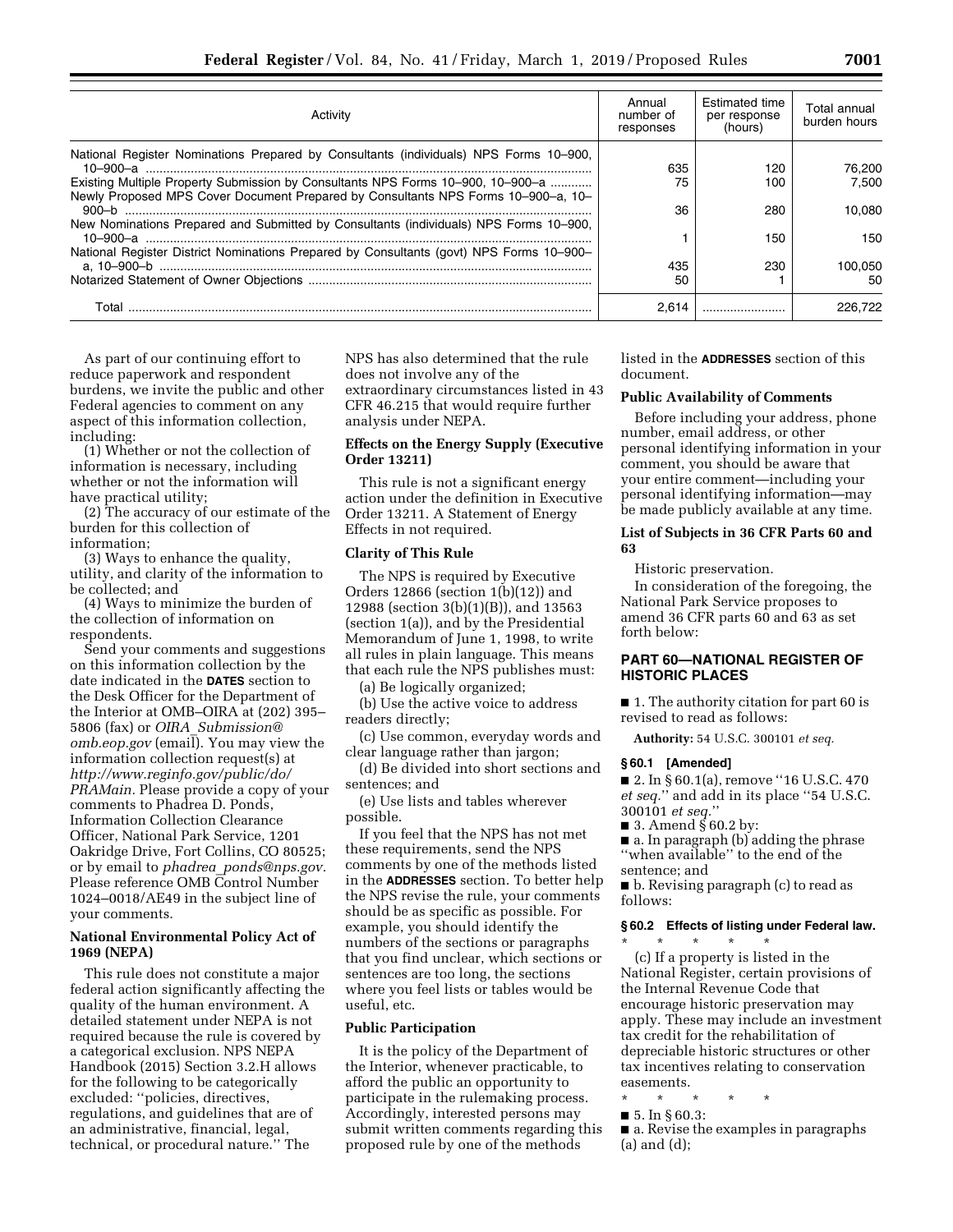| Activity | Annual number of responses | Estimated time per response (hours) | Total annual burden hours |
| --- | --- | --- | --- |
| National Register Nominations Prepared by Consultants (individuals) NPS Forms 10–900, 10–900–a | 635 | 120 | 76,200 |
| Existing Multiple Property Submission by Consultants NPS Forms 10–900, 10–900–a | 75 | 100 | 7,500 |
| Newly Proposed MPS Cover Document Prepared by Consultants NPS Forms 10–900–a, 10–900–b | 36 | 280 | 10,080 |
| New Nominations Prepared and Submitted by Consultants (individuals) NPS Forms 10–900, 10–900–a | 1 | 150 | 150 |
| National Register District Nominations Prepared by Consultants (govt) NPS Forms 10–900–a, 10–900–b | 435 | 230 | 100,050 |
| Notarized Statement of Owner Objections | 50 | 1 | 50 |
| Total | 2,614 | | 226,722 |

As part of our continuing effort to reduce paperwork and respondent burdens, we invite the public and other Federal agencies to comment on any aspect of this information collection, including:

(1) Whether or not the collection of information is necessary, including whether or not the information will have practical utility;

(2) The accuracy of our estimate of the burden for this collection of information;

(3) Ways to enhance the quality, utility, and clarity of the information to be collected; and

(4) Ways to minimize the burden of the collection of information on respondents.

Send your comments and suggestions on this information collection by the date indicated in the **DATES** section to the Desk Officer for the Department of the Interior at OMB–OIRA at (202) 395–5806 (fax) or *OIRA_Submission@omb.eop.gov* (email). You may view the information collection request(s) at *http://www.reginfo.gov/public/do/PRAMain.* Please provide a copy of your comments to Phadrea D. Ponds, Information Collection Clearance Officer, National Park Service, 1201 Oakridge Drive, Fort Collins, CO 80525; or by email to *phadrea_ponds@nps.gov.* Please reference OMB Control Number 1024–0018/AE49 in the subject line of your comments.

**National Environmental Policy Act of 1969 (NEPA)**

This rule does not constitute a major federal action significantly affecting the quality of the human environment. A detailed statement under NEPA is not required because the rule is covered by a categorical exclusion. NPS NEPA Handbook (2015) Section 3.2.H allows for the following to be categorically excluded: ''policies, directives, regulations, and guidelines that are of an administrative, financial, legal, technical, or procedural nature.'' The NPS has also determined that the rule does not involve any of the extraordinary circumstances listed in 43 CFR 46.215 that would require further analysis under NEPA.

**Effects on the Energy Supply (Executive Order 13211)**

This rule is not a significant energy action under the definition in Executive Order 13211. A Statement of Energy Effects in not required.

**Clarity of This Rule**

The NPS is required by Executive Orders 12866 (section 1(b)(12)) and 12988 (section 3(b)(1)(B)), and 13563 (section 1(a)), and by the Presidential Memorandum of June 1, 1998, to write all rules in plain language. This means that each rule the NPS publishes must:

(a) Be logically organized;

(b) Use the active voice to address readers directly;

(c) Use common, everyday words and clear language rather than jargon;

(d) Be divided into short sections and sentences; and

(e) Use lists and tables wherever possible.

If you feel that the NPS has not met these requirements, send the NPS comments by one of the methods listed in the **ADDRESSES** section. To better help the NPS revise the rule, your comments should be as specific as possible. For example, you should identify the numbers of the sections or paragraphs that you find unclear, which sections or sentences are too long, the sections where you feel lists or tables would be useful, etc.

**Public Participation**

It is the policy of the Department of the Interior, whenever practicable, to afford the public an opportunity to participate in the rulemaking process. Accordingly, interested persons may submit written comments regarding this proposed rule by one of the methods listed in the **ADDRESSES** section of this document.

**Public Availability of Comments**

Before including your address, phone number, email address, or other personal identifying information in your comment, you should be aware that your entire comment—including your personal identifying information—may be made publicly available at any time.

**List of Subjects in 36 CFR Parts 60 and 63**

Historic preservation.

In consideration of the foregoing, the National Park Service proposes to amend 36 CFR parts 60 and 63 as set forth below:

## PART 60—NATIONAL REGISTER OF HISTORIC PLACES

■ 1. The authority citation for part 60 is revised to read as follows:

**Authority:** 54 U.S.C. 300101 *et seq.*

**§ 60.1 [Amended]**

■ 2. In § 60.1(a), remove ''16 U.S.C. 470 *et seq.*'' and add in its place ''54 U.S.C. 300101 *et seq.*''

■ 3. Amend § 60.2 by:

■ a. In paragraph (b) adding the phrase ''when available'' to the end of the sentence; and

■ b. Revising paragraph (c) to read as follows:

**§ 60.2 Effects of listing under Federal law.**

\* \* \* \* \*

(c) If a property is listed in the National Register, certain provisions of the Internal Revenue Code that encourage historic preservation may apply. These may include an investment tax credit for the rehabilitation of depreciable historic structures or other tax incentives relating to conservation easements.

\* \* \* \* \*

■ 5. In § 60.3:

■ a. Revise the examples in paragraphs (a) and (d);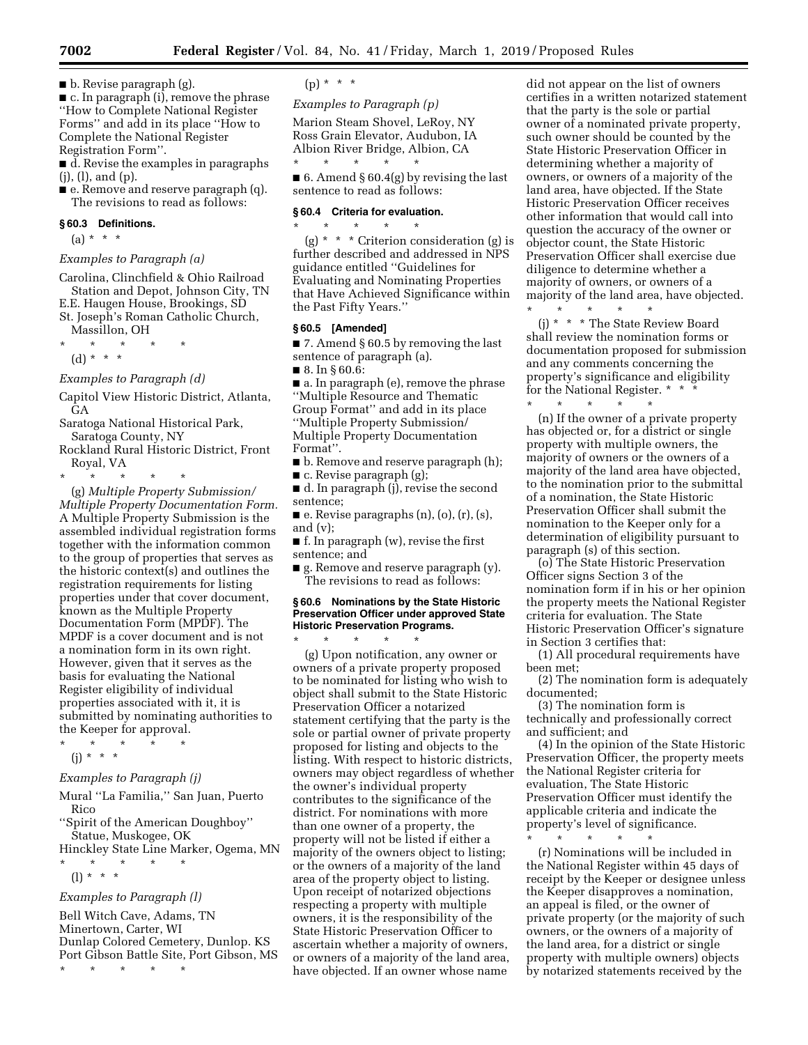■ b. Revise paragraph (g).

■ c. In paragraph (i), remove the phrase "How to Complete National Register Forms" and add in its place "How to Complete the National Register Registration Form".

■ d. Revise the examples in paragraphs (j), (l), and (p).

■ e. Remove and reserve paragraph (q).

The revisions to read as follows:

### § 60.3 Definitions.

(a) * * *

*Examples to Paragraph (a)*

Carolina, Clinchfield & Ohio Railroad Station and Depot, Johnson City, TN
E.E. Haugen House, Brookings, SD
St. Joseph's Roman Catholic Church, Massillon, OH

\* \* \* \* \*

(d) * * *

*Examples to Paragraph (d)*

Capitol View Historic District, Atlanta, GA
Saratoga National Historical Park, Saratoga County, NY
Rockland Rural Historic District, Front Royal, VA

\* \* \* \* \*

(g) *Multiple Property Submission/Multiple Property Documentation Form.* A Multiple Property Submission is the assembled individual registration forms together with the information common to the group of properties that serves as the historic context(s) and outlines the registration requirements for listing properties under that cover document, known as the Multiple Property Documentation Form (MPDF). The MPDF is a cover document and is not a nomination form in its own right. However, given that it serves as the basis for evaluating the National Register eligibility of individual properties associated with it, it is submitted by nominating authorities to the Keeper for approval.

\* \* \* \* \*

(j) * * *

*Examples to Paragraph (j)*

Mural "La Familia," San Juan, Puerto Rico
"Spirit of the American Doughboy" Statue, Muskogee, OK
Hinckley State Line Marker, Ogema, MN

\* \* \* \* \*

(l) * * *

*Examples to Paragraph (l)*

Bell Witch Cave, Adams, TN
Minertown, Carter, WI
Dunlap Colored Cemetery, Dunlop. KS
Port Gibson Battle Site, Port Gibson, MS

\* \* \* \* \*

(p) * * *

*Examples to Paragraph (p)*

Marion Steam Shovel, LeRoy, NY
Ross Grain Elevator, Audubon, IA
Albion River Bridge, Albion, CA

\* \* \* \* \*

■ 6. Amend § 60.4(g) by revising the last sentence to read as follows:

### § 60.4 Criteria for evaluation.

\* \* \* \* \*

(g) * * * Criterion consideration (g) is further described and addressed in NPS guidance entitled "Guidelines for Evaluating and Nominating Properties that Have Achieved Significance within the Past Fifty Years."

### § 60.5 [Amended]

■ 7. Amend § 60.5 by removing the last sentence of paragraph (a).

■ 8. In § 60.6:

■ a. In paragraph (e), remove the phrase "Multiple Resource and Thematic Group Format" and add in its place "Multiple Property Submission/Multiple Property Documentation Format".

■ b. Remove and reserve paragraph (h);

■ c. Revise paragraph (g);

■ d. In paragraph (j), revise the second sentence;

■ e. Revise paragraphs (n), (o), (r), (s), and (v);

■ f. In paragraph (w), revise the first sentence; and

■ g. Remove and reserve paragraph (y).

The revisions to read as follows:

### § 60.6 Nominations by the State Historic Preservation Officer under approved State Historic Preservation Programs.

\* \* \* \* \*

(g) Upon notification, any owner or owners of a private property proposed to be nominated for listing who wish to object shall submit to the State Historic Preservation Officer a notarized statement certifying that the party is the sole or partial owner of private property proposed for listing and objects to the listing. With respect to historic districts, owners may object regardless of whether the owner's individual property contributes to the significance of the district. For nominations with more than one owner of a property, the property will not be listed if either a majority of the owners object to listing; or the owners of a majority of the land area of the property object to listing. Upon receipt of notarized objections respecting a property with multiple owners, it is the responsibility of the State Historic Preservation Officer to ascertain whether a majority of owners, or owners of a majority of the land area, have objected. If an owner whose name did not appear on the list of owners certifies in a written notarized statement that the party is the sole or partial owner of a nominated private property, such owner should be counted by the State Historic Preservation Officer in determining whether a majority of owners, or owners of a majority of the land area, have objected. If the State Historic Preservation Officer receives other information that would call into question the accuracy of the owner or objector count, the State Historic Preservation Officer shall exercise due diligence to determine whether a majority of owners, or owners of a majority of the land area, have objected.

\* \* \* \* \*

(j) * * * The State Review Board shall review the nomination forms or documentation proposed for submission and any comments concerning the property's significance and eligibility for the National Register. * * *

\* \* \* \* \*

(n) If the owner of a private property has objected or, for a district or single property with multiple owners, the majority of owners or the owners of a majority of the land area have objected, to the nomination prior to the submittal of a nomination, the State Historic Preservation Officer shall submit the nomination to the Keeper only for a determination of eligibility pursuant to paragraph (s) of this section.

(o) The State Historic Preservation Officer signs Section 3 of the nomination form if in his or her opinion the property meets the National Register criteria for evaluation. The State Historic Preservation Officer's signature in Section 3 certifies that:

(1) All procedural requirements have been met;

(2) The nomination form is adequately documented;

(3) The nomination form is technically and professionally correct and sufficient; and

(4) In the opinion of the State Historic Preservation Officer, the property meets the National Register criteria for evaluation, The State Historic Preservation Officer must identify the applicable criteria and indicate the property's level of significance.

\* \* \* \* \*

(r) Nominations will be included in the National Register within 45 days of receipt by the Keeper or designee unless the Keeper disapproves a nomination, an appeal is filed, or the owner of private property (or the majority of such owners, or the owners of a majority of the land area, for a district or single property with multiple owners) objects by notarized statements received by the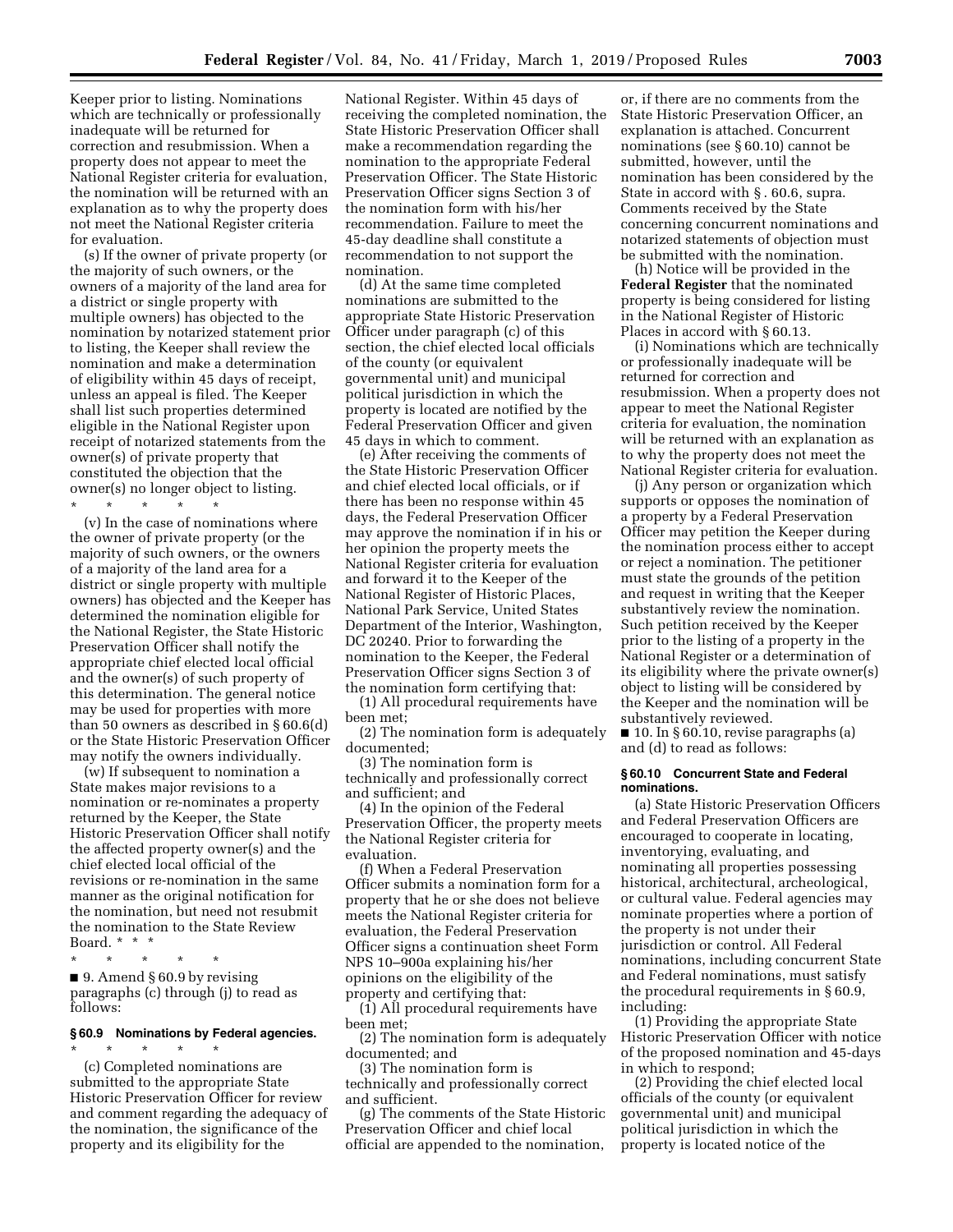Keeper prior to listing. Nominations which are technically or professionally inadequate will be returned for correction and resubmission. When a property does not appear to meet the National Register criteria for evaluation, the nomination will be returned with an explanation as to why the property does not meet the National Register criteria for evaluation.

(s) If the owner of private property (or the majority of such owners, or the owners of a majority of the land area for a district or single property with multiple owners) has objected to the nomination by notarized statement prior to listing, the Keeper shall review the nomination and make a determination of eligibility within 45 days of receipt, unless an appeal is filed. The Keeper shall list such properties determined eligible in the National Register upon receipt of notarized statements from the owner(s) of private property that constituted the objection that the owner(s) no longer object to listing.

\* \* \* \* \*

(v) In the case of nominations where the owner of private property (or the majority of such owners, or the owners of a majority of the land area for a district or single property with multiple owners) has objected and the Keeper has determined the nomination eligible for the National Register, the State Historic Preservation Officer shall notify the appropriate chief elected local official and the owner(s) of such property of this determination. The general notice may be used for properties with more than 50 owners as described in § 60.6(d) or the State Historic Preservation Officer may notify the owners individually.

(w) If subsequent to nomination a State makes major revisions to a nomination or re-nominates a property returned by the Keeper, the State Historic Preservation Officer shall notify the affected property owner(s) and the chief elected local official of the revisions or re-nomination in the same manner as the original notification for the nomination, but need not resubmit the nomination to the State Review Board. \* \* \*

\* \* \* \* \*

■ 9. Amend § 60.9 by revising paragraphs (c) through (j) to read as follows:

#### § 60.9 Nominations by Federal agencies.

\* \* \* \* \*

(c) Completed nominations are submitted to the appropriate State Historic Preservation Officer for review and comment regarding the adequacy of the nomination, the significance of the property and its eligibility for the National Register. Within 45 days of receiving the completed nomination, the State Historic Preservation Officer shall make a recommendation regarding the nomination to the appropriate Federal Preservation Officer. The State Historic Preservation Officer signs Section 3 of the nomination form with his/her recommendation. Failure to meet the 45-day deadline shall constitute a recommendation to not support the nomination.

(d) At the same time completed nominations are submitted to the appropriate State Historic Preservation Officer under paragraph (c) of this section, the chief elected local officials of the county (or equivalent governmental unit) and municipal political jurisdiction in which the property is located are notified by the Federal Preservation Officer and given 45 days in which to comment.

(e) After receiving the comments of the State Historic Preservation Officer and chief elected local officials, or if there has been no response within 45 days, the Federal Preservation Officer may approve the nomination if in his or her opinion the property meets the National Register criteria for evaluation and forward it to the Keeper of the National Register of Historic Places, National Park Service, United States Department of the Interior, Washington, DC 20240. Prior to forwarding the nomination to the Keeper, the Federal Preservation Officer signs Section 3 of the nomination form certifying that:

(1) All procedural requirements have been met;

(2) The nomination form is adequately documented;

(3) The nomination form is technically and professionally correct and sufficient; and

(4) In the opinion of the Federal Preservation Officer, the property meets the National Register criteria for evaluation.

(f) When a Federal Preservation Officer submits a nomination form for a property that he or she does not believe meets the National Register criteria for evaluation, the Federal Preservation Officer signs a continuation sheet Form NPS 10–900a explaining his/her opinions on the eligibility of the property and certifying that:

(1) All procedural requirements have been met;

(2) The nomination form is adequately documented; and

(3) The nomination form is technically and professionally correct and sufficient.

(g) The comments of the State Historic Preservation Officer and chief local official are appended to the nomination, or, if there are no comments from the State Historic Preservation Officer, an explanation is attached. Concurrent nominations (see § 60.10) cannot be submitted, however, until the nomination has been considered by the State in accord with § . 60.6, supra. Comments received by the State concerning concurrent nominations and notarized statements of objection must be submitted with the nomination.

(h) Notice will be provided in the **Federal Register** that the nominated property is being considered for listing in the National Register of Historic Places in accord with § 60.13.

(i) Nominations which are technically or professionally inadequate will be returned for correction and resubmission. When a property does not appear to meet the National Register criteria for evaluation, the nomination will be returned with an explanation as to why the property does not meet the National Register criteria for evaluation.

(j) Any person or organization which supports or opposes the nomination of a property by a Federal Preservation Officer may petition the Keeper during the nomination process either to accept or reject a nomination. The petitioner must state the grounds of the petition and request in writing that the Keeper substantively review the nomination. Such petition received by the Keeper prior to the listing of a property in the National Register or a determination of its eligibility where the private owner(s) object to listing will be considered by the Keeper and the nomination will be substantively reviewed.

■ 10. In § 60.10, revise paragraphs (a) and (d) to read as follows:

#### § 60.10 Concurrent State and Federal nominations.

(a) State Historic Preservation Officers and Federal Preservation Officers are encouraged to cooperate in locating, inventorying, evaluating, and nominating all properties possessing historical, architectural, archeological, or cultural value. Federal agencies may nominate properties where a portion of the property is not under their jurisdiction or control. All Federal nominations, including concurrent State and Federal nominations, must satisfy the procedural requirements in § 60.9, including:

(1) Providing the appropriate State Historic Preservation Officer with notice of the proposed nomination and 45-days in which to respond;

(2) Providing the chief elected local officials of the county (or equivalent governmental unit) and municipal political jurisdiction in which the property is located notice of the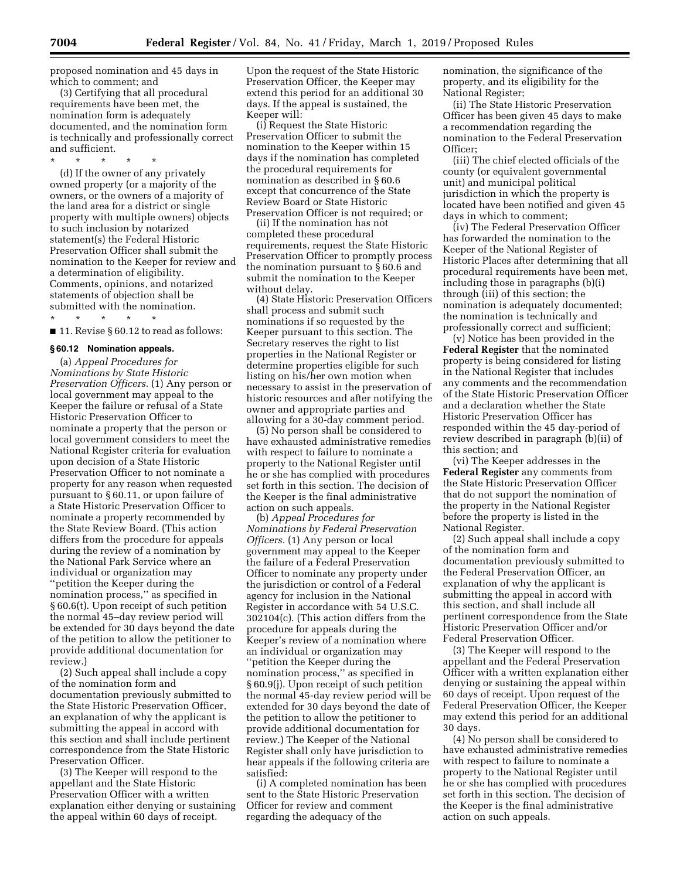proposed nomination and 45 days in which to comment; and

(3) Certifying that all procedural requirements have been met, the nomination form is adequately documented, and the nomination form is technically and professionally correct and sufficient.

\* \* \* \* \*

(d) If the owner of any privately owned property (or a majority of the owners, or the owners of a majority of the land area for a district or single property with multiple owners) objects to such inclusion by notarized statement(s) the Federal Historic Preservation Officer shall submit the nomination to the Keeper for review and a determination of eligibility. Comments, opinions, and notarized statements of objection shall be submitted with the nomination.

\* \* \* \* \*

■ 11. Revise § 60.12 to read as follows:

**§ 60.12 Nomination appeals.**

(a) *Appeal Procedures for Nominations by State Historic Preservation Officers.* (1) Any person or local government may appeal to the Keeper the failure or refusal of a State Historic Preservation Officer to nominate a property that the person or local government considers to meet the National Register criteria for evaluation upon decision of a State Historic Preservation Officer to not nominate a property for any reason when requested pursuant to § 60.11, or upon failure of a State Historic Preservation Officer to nominate a property recommended by the State Review Board. (This action differs from the procedure for appeals during the review of a nomination by the National Park Service where an individual or organization may ''petition the Keeper during the nomination process,'' as specified in § 60.6(t). Upon receipt of such petition the normal 45–day review period will be extended for 30 days beyond the date of the petition to allow the petitioner to provide additional documentation for review.)

(2) Such appeal shall include a copy of the nomination form and documentation previously submitted to the State Historic Preservation Officer, an explanation of why the applicant is submitting the appeal in accord with this section and shall include pertinent correspondence from the State Historic Preservation Officer.

(3) The Keeper will respond to the appellant and the State Historic Preservation Officer with a written explanation either denying or sustaining the appeal within 60 days of receipt. Upon the request of the State Historic Preservation Officer, the Keeper may extend this period for an additional 30 days. If the appeal is sustained, the Keeper will:

(i) Request the State Historic Preservation Officer to submit the nomination to the Keeper within 15 days if the nomination has completed the procedural requirements for nomination as described in § 60.6 except that concurrence of the State Review Board or State Historic Preservation Officer is not required; or

(ii) If the nomination has not completed these procedural requirements, request the State Historic Preservation Officer to promptly process the nomination pursuant to § 60.6 and submit the nomination to the Keeper without delay.

(4) State Historic Preservation Officers shall process and submit such nominations if so requested by the Keeper pursuant to this section. The Secretary reserves the right to list properties in the National Register or determine properties eligible for such listing on his/her own motion when necessary to assist in the preservation of historic resources and after notifying the owner and appropriate parties and allowing for a 30-day comment period.

(5) No person shall be considered to have exhausted administrative remedies with respect to failure to nominate a property to the National Register until he or she has complied with procedures set forth in this section. The decision of the Keeper is the final administrative action on such appeals.

(b) *Appeal Procedures for Nominations by Federal Preservation Officers.* (1) Any person or local government may appeal to the Keeper the failure of a Federal Preservation Officer to nominate any property under the jurisdiction or control of a Federal agency for inclusion in the National Register in accordance with 54 U.S.C. 302104(c). (This action differs from the procedure for appeals during the Keeper's review of a nomination where an individual or organization may ''petition the Keeper during the nomination process,'' as specified in § 60.9(j). Upon receipt of such petition the normal 45-day review period will be extended for 30 days beyond the date of the petition to allow the petitioner to provide additional documentation for review.) The Keeper of the National Register shall only have jurisdiction to hear appeals if the following criteria are satisfied:

(i) A completed nomination has been sent to the State Historic Preservation Officer for review and comment regarding the adequacy of the nomination, the significance of the property, and its eligibility for the National Register;

(ii) The State Historic Preservation Officer has been given 45 days to make a recommendation regarding the nomination to the Federal Preservation Officer;

(iii) The chief elected officials of the county (or equivalent governmental unit) and municipal political jurisdiction in which the property is located have been notified and given 45 days in which to comment;

(iv) The Federal Preservation Officer has forwarded the nomination to the Keeper of the National Register of Historic Places after determining that all procedural requirements have been met, including those in paragraphs (b)(i) through (iii) of this section; the nomination is adequately documented; the nomination is technically and professionally correct and sufficient;

(v) Notice has been provided in the **Federal Register** that the nominated property is being considered for listing in the National Register that includes any comments and the recommendation of the State Historic Preservation Officer and a declaration whether the State Historic Preservation Officer has responded within the 45 day-period of review described in paragraph (b)(ii) of this section; and

(vi) The Keeper addresses in the **Federal Register** any comments from the State Historic Preservation Officer that do not support the nomination of the property in the National Register before the property is listed in the National Register.

(2) Such appeal shall include a copy of the nomination form and documentation previously submitted to the Federal Preservation Officer, an explanation of why the applicant is submitting the appeal in accord with this section, and shall include all pertinent correspondence from the State Historic Preservation Officer and/or Federal Preservation Officer.

(3) The Keeper will respond to the appellant and the Federal Preservation Officer with a written explanation either denying or sustaining the appeal within 60 days of receipt. Upon request of the Federal Preservation Officer, the Keeper may extend this period for an additional 30 days.

(4) No person shall be considered to have exhausted administrative remedies with respect to failure to nominate a property to the National Register until he or she has complied with procedures set forth in this section. The decision of the Keeper is the final administrative action on such appeals.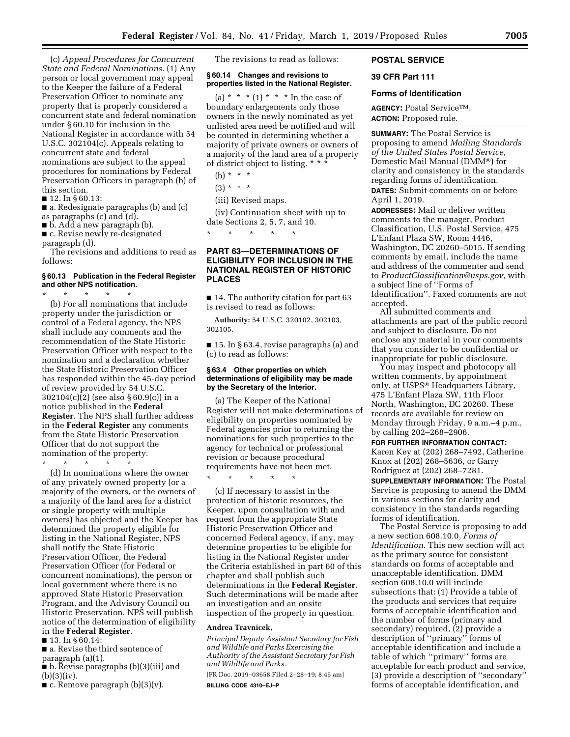(c) *Appeal Procedures for Concurrent State and Federal Nominations.* (1) Any person or local government may appeal to the Keeper the failure of a Federal Preservation Officer to nominate any property that is properly considered a concurrent state and federal nomination under § 60.10 for inclusion in the National Register in accordance with 54 U.S.C. 302104(c). Appeals relating to concurrent state and federal nominations are subject to the appeal procedures for nominations by Federal Preservation Officers in paragraph (b) of this section.

■ 12. In § 60.13:

■ a. Redesignate paragraphs (b) and (c) as paragraphs (c) and (d).

■ b. Add a new paragraph (b).

■ c. Revise newly re-designated paragraph (d).

The revisions and additions to read as follows:

**§ 60.13 Publication in the Federal Register and other NPS notification.**

\* \* \* \* \*

(b) For all nominations that include property under the jurisdiction or control of a Federal agency, the NPS shall include any comments and the recommendation of the State Historic Preservation Officer with respect to the nomination and a declaration whether the State Historic Preservation Officer has responded within the 45-day period of review provided by 54 U.S.C. 302104(c)(2) (see also § 60.9(c)) in a notice published in the **Federal Register**. The NPS shall further address in the **Federal Register** any comments from the State Historic Preservation Officer that do not support the nomination of the property.

\* \* \* \* \*

(d) In nominations where the owner of any privately owned property (or a majority of the owners, or the owners of a majority of the land area for a district or single property with multiple owners) has objected and the Keeper has determined the property eligible for listing in the National Register, NPS shall notify the State Historic Preservation Officer, the Federal Preservation Officer (for Federal or concurrent nominations), the person or local government where there is no approved State Historic Preservation Program, and the Advisory Council on Historic Preservation. NPS will publish notice of the determination of eligibility in the **Federal Register**.

■ 13. In § 60.14:

■ a. Revise the third sentence of paragraph (a)(1).

■ b. Revise paragraphs (b)(3)(iii) and (b)(3)(iv).

■ c. Remove paragraph (b)(3)(v).

The revisions to read as follows:

**§ 60.14 Changes and revisions to properties listed in the National Register.**

(a) \* \* \* (1) \* \* \* In the case of boundary enlargements only those owners in the newly nominated as yet unlisted area need be notified and will be counted in determining whether a majority of private owners or owners of a majority of the land area of a property of district object to listing. \* \* \*

(b) \* \* \*

(3) \* \* \*

(iii) Revised maps.

(iv) Continuation sheet with up to date Sections 2, 5, 7, and 10.

\* \* \* \* \*

## PART 63—DETERMINATIONS OF ELIGIBILITY FOR INCLUSION IN THE NATIONAL REGISTER OF HISTORIC PLACES

■ 14. The authority citation for part 63 is revised to read as follows:

**Authority:** 54 U.S.C. 320102, 302103, 302105.

■ 15. In § 63.4, revise paragraphs (a) and (c) to read as follows:

**§ 63.4 Other properties on which determinations of eligibility may be made by the Secretary of the Interior.**

(a) The Keeper of the National Register will not make determinations of eligibility on properties nominated by Federal agencies prior to returning the nominations for such properties to the agency for technical or professional revision or because procedural requirements have not been met.

\* \* \* \* \*

(c) If necessary to assist in the protection of historic resources, the Keeper, upon consultation with and request from the appropriate State Historic Preservation Officer and concerned Federal agency, if any, may determine properties to be eligible for listing in the National Register under the Criteria established in part 60 of this chapter and shall publish such determinations in the **Federal Register**. Such determinations will be made after an investigation and an onsite inspection of the property in question.

**Andrea Travnicek,**

*Principal Deputy Assistant Secretary for Fish and Wildlife and Parks Exercising the Authority of the Assistant Secretary for Fish and Wildlife and Parks.*

[FR Doc. 2019–03658 Filed 2–28–19; 8:45 am]

**BILLING CODE 4310–EJ–P**

## POSTAL SERVICE

## 39 CFR Part 111

## Forms of Identification

**AGENCY:** Postal Service™.

**ACTION:** Proposed rule.

**SUMMARY:** The Postal Service is proposing to amend *Mailing Standards of the United States Postal Service,* Domestic Mail Manual (DMM®) for clarity and consistency in the standards regarding forms of identification.

**DATES:** Submit comments on or before April 1, 2019.

**ADDRESSES:** Mail or deliver written comments to the manager, Product Classification, U.S. Postal Service, 475 L'Enfant Plaza SW, Room 4446, Washington, DC 20260–5015. If sending comments by email, include the name and address of the commenter and send to *ProductClassification@usps.gov,* with a subject line of ''Forms of Identification''. Faxed comments are not accepted.

All submitted comments and attachments are part of the public record and subject to disclosure. Do not enclose any material in your comments that you consider to be confidential or inappropriate for public disclosure.

You may inspect and photocopy all written comments, by appointment only, at USPS® Headquarters Library, 475 L'Enfant Plaza SW, 11th Floor North, Washington, DC 20260. These records are available for review on Monday through Friday, 9 a.m.–4 p.m., by calling 202–268–2906.

**FOR FURTHER INFORMATION CONTACT:** Karen Key at (202) 268–7492, Catherine Knox at (202) 268–5636, or Garry Rodriguez at (202) 268–7281.

**SUPPLEMENTARY INFORMATION:** The Postal Service is proposing to amend the DMM in various sections for clarity and consistency in the standards regarding forms of identification.

The Postal Service is proposing to add a new section 608.10.0, *Forms of Identification.* This new section will act as the primary source for consistent standards on forms of acceptable and unacceptable identification. DMM 608.10.0 will include subsections that: (1) Provide a table of the products and services that require forms of acceptable identification and the number of forms (primary and secondary) required, (2) provide a description of ''primary'' forms of acceptable identification and include a table of which ''primary'' forms are acceptable for each product and service, (3) provide a description of ''secondary'' forms of acceptable identification, and